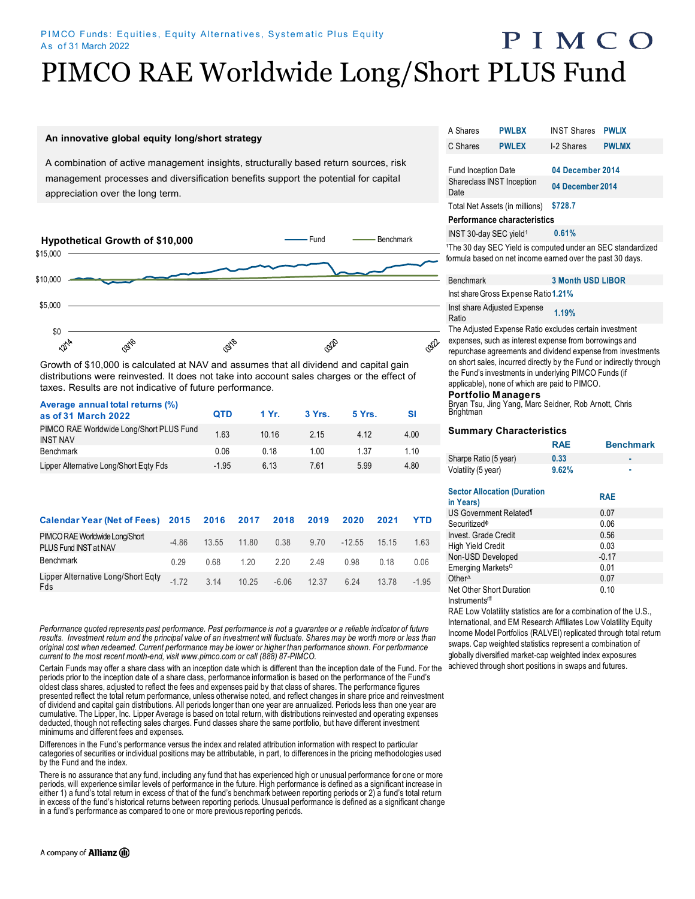PIMCO Funds: Equities, Equity Alternatives, Systematic Plus Equity
As of 31 March 2022

# PIMCO RAE Worldwide Long/Short PLUS Fund

## An innovative global equity long/short strategy

A combination of active management insights, structurally based return sources, risk management processes and diversification benefits support the potential for capital appreciation over the long term.

### Hypothetical Growth of $10,000

Fund
Benchmark

$15,000
$10,000
$5,000
$0

12/14
03/16
03/18
03/20
03/22

Growth of $10,000 is calculated at NAV and assumes that all dividend and capital gain distributions were reinvested. It does not take into account sales charges or the effect of taxes. Results are not indicative of future performance.

| Average annual total returns (%) as of 31 March 2022 | QTD | 1 Yr. | 3 Yrs. | 5 Yrs. | SI |
|---|---|---|---|---|---|
| PIMCO RAE Worldwide Long/Short PLUS Fund INST NAV | 1.63 | 10.16 | 2.15 | 4.12 | 4.00 |
| Benchmark | 0.06 | 0.18 | 1.00 | 1.37 | 1.10 |
| Lipper Alternative Long/Short Eqty Fds | -1.95 | 6.13 | 7.61 | 5.99 | 4.80 |

| Calendar Year (Net of Fees) | 2015 | 2016 | 2017 | 2018 | 2019 | 2020 | 2021 | YTD |
|---|---|---|---|---|---|---|---|---|
| PIMCO RAE Worldwide Long/Short PLUS Fund INST at NAV | -4.86 | 13.55 | 11.80 | 0.38 | 9.70 | -12.55 | 15.15 | 1.63 |
| Benchmark | 0.29 | 0.68 | 1.20 | 2.20 | 2.49 | 0.98 | 0.18 | 0.06 |
| Lipper Alternative Long/Short Eqty Fds | -1.72 | 3.14 | 10.25 | -6.06 | 12.37 | 6.24 | 13.78 | -1.95 |

*Performance quoted represents past performance. Past performance is not a guarantee or a reliable indicator of future results. Investment return and the principal value of an investment will fluctuate. Shares may be worth more or less than original cost when redeemed. Current performance may be lower or higher than performance shown. For performance current to the most recent month-end, visit www.pimco.com or call (888) 87-PIMCO.*

Certain Funds may offer a share class with an inception date which is different than the inception date of the Fund. For the periods prior to the inception date of a share class, performance information is based on the performance of the Fund's oldest class shares, adjusted to reflect the fees and expenses paid by that class of shares. The performance figures presented reflect the total return performance, unless otherwise noted, and reflect changes in share price and reinvestment of dividend and capital gain distributions. All periods longer than one year are annualized. Periods less than one year are cumulative. The Lipper, Inc. Lipper Average is based on total return, with distributions reinvested and operating expenses deducted, though not reflecting sales charges. Fund classes share the same portfolio, but have different investment minimums and different fees and expenses.

Differences in the Fund's performance versus the index and related attribution information with respect to particular categories of securities or individual positions may be attributable, in part, to differences in the pricing methodologies used by the Fund and the index.

There is no assurance that any fund, including any fund that has experienced high or unusual performance for one or more periods, will experience similar levels of performance in the future. High performance is defined as a significant increase in either 1) a fund's total return in excess of that of the fund's benchmark between reporting periods or 2) a fund's total return in excess of the fund's historical returns between reporting periods. Unusual performance is defined as a significant change in a fund's performance as compared to one or more previous reporting periods.

| | | | |
|---|---|---|---|
| A Shares | PWLBX | INST Shares | PWLIX |
| C Shares | PWLEX | I-2 Shares | PWLMX |

| | |
|---|---|
| Fund Inception Date | 04 December 2014 |
| Shareclass INST Inception Date | 04 December 2014 |
| Total Net Assets (in millions) | $728.7 |
| **Performance characteristics** | |
| INST 30-day SEC yield[1] | 0.61% |

[1]The 30 day SEC Yield is computed under an SEC standardized formula based on net income earned over the past 30 days.

| | |
|---|---|
| Benchmark | 3 Month USD LIBOR |
| Inst share Gross Expense Ratio | 1.21% |
| Inst share Adjusted Expense Ratio | 1.19% |

The Adjusted Expense Ratio excludes certain investment expenses, such as interest expense from borrowings and repurchase agreements and dividend expense from investments on short sales, incurred directly by the Fund or indirectly through the Fund's investments in underlying PIMCO Funds (if applicable), none of which are paid to PIMCO.

**Portfolio Managers**
Bryan Tsu, Jing Yang, Marc Seidner, Rob Arnott, Chris Brightman

### Summary Characteristics

| | RAE | Benchmark |
|---|---|---|
| Sharpe Ratio (5 year) | 0.33 | - |
| Volatility (5 year) | 9.62% | - |

| Sector Allocation (Duration in Years) | RAE |
|---|---|
| US Government Related¶ | 0.07 |
| Securitized[Φ] | 0.06 |
| Invest. Grade Credit | 0.56 |
| High Yield Credit | 0.03 |
| Non-USD Developed | -0.17 |
| Emerging Markets[Ω] | 0.01 |
| Other[Δ] | 0.07 |
| Net Other Short Duration Instruments[r¶] | 0.10 |

RAE Low Volatility statistics are for a combination of the U.S., International, and EM Research Affiliates Low Volatility Equity Income Model Portfolios (RALVEI) replicated through total return swaps. Cap weighted statistics represent a combination of globally diversified market-cap weighted index exposures achieved through short positions in swaps and futures.

A company of Allianz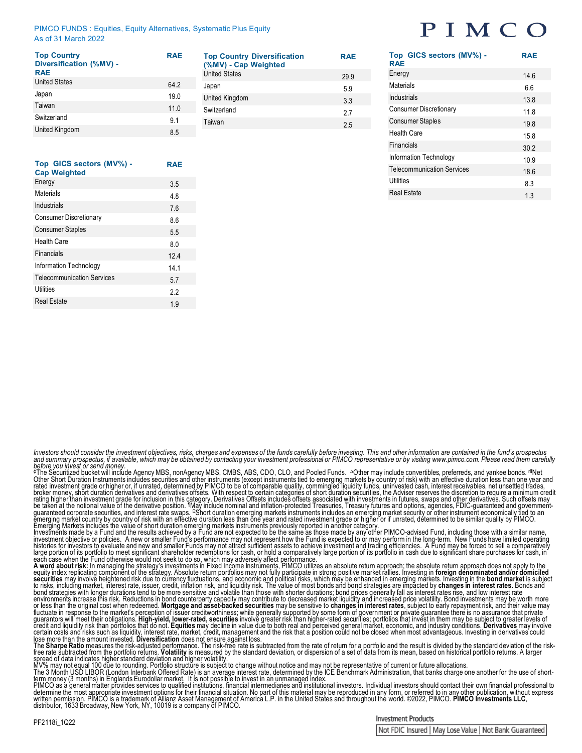PIMCO FUNDS : Equities, Equity Alternatives, Systematic Plus Equity
As of 31 March 2022

| Top Country Diversification (%MV) - RAE | RAE |
|---|---|
| United States | 64.2 |
| Japan | 19.0 |
| Taiwan | 11.0 |
| Switzerland | 9.1 |
| United Kingdom | 8.5 |

| Top Country Diversification (%MV) - Cap Weighted | RAE |
|---|---|
| United States | 29.9 |
| Japan | 5.9 |
| United Kingdom | 3.3 |
| Switzerland | 2.7 |
| Taiwan | 2.5 |

| Top GICS sectors (MV%) - RAE | RAE |
|---|---|
| Energy | 14.6 |
| Materials | 6.6 |
| Industrials | 13.8 |
| Consumer Discretionary | 11.8 |
| Consumer Staples | 19.8 |
| Health Care | 15.8 |
| Financials | 30.2 |
| Information Technology | 10.9 |
| Telecommunication Services | 18.6 |
| Utilities | 8.3 |
| Real Estate | 1.3 |

| Top GICS sectors (MV%) - Cap Weighted | RAE |
|---|---|
| Energy | 3.5 |
| Materials | 4.8 |
| Industrials | 7.6 |
| Consumer Discretionary | 8.6 |
| Consumer Staples | 5.5 |
| Health Care | 8.0 |
| Financials | 12.4 |
| Information Technology | 14.1 |
| Telecommunication Services | 5.7 |
| Utilities | 2.2 |
| Real Estate | 1.9 |

*Investors should consider the investment objectives, risks, charges and expenses of the funds carefully before investing. This and other information are contained in the fund's prospectus and summary prospectus, if available, which may be obtained by contacting your investment professional or PIMCO representative or by visiting www.pimco.com. Please read them carefully before you invest or send money.*

ΦThe Securitized bucket will include Agency MBS, nonAgency MBS, CMBS, ABS, CDO, CLO, and Pooled Funds. ΔOther may include convertibles, preferreds, and yankee bonds. rΠNet Other Short Duration Instruments includes securities and other instruments (except instruments tied to emerging markets by country of risk) with an effective duration less than one year and rated investment grade or higher or, if unrated, determined by PIMCO to be of comparable quality, commingled liquidity funds, uninvested cash, interest receivables, net unsettled trades, broker money, short duration derivatives and derivatives offsets. With respect to certain categories of short duration securities, the Adviser reserves the discretion to require a minimum credit rating higher than investment grade for inclusion in this category. Derivatives Offsets includes offsets associated with investments in futures, swaps and other derivatives. Such offsets may be taken at the notional value of the derivative position. ¶May include nominal and inflation-protected Treasuries, Treasury futures and options, agencies, FDIC-guaranteed and government-guaranteed corporate securities, and interest rate swaps. ΩShort duration emerging markets instruments includes an emerging market security or other instrument economically tied to an emerging market country by country of risk with an effective duration less than one year and rated investment grade or higher or if unrated, determined to be similar quality by PIMCO. Emerging Markets includes the value of short duration emerging markets instruments previously reported in another category.

Investments made by a Fund and the results achieved by a Fund are not expected to be the same as those made by any other PIMCO-advised Fund, including those with a similar name, investment objective or policies. A new or smaller Fund's performance may not represent how the Fund is expected to or may perform in the long-term. New Funds have limited operating histories for investors to evaluate and new and smaller Funds may not attract sufficient assets to achieve investment and trading efficiencies. A Fund may be forced to sell a comparatively large portion of its portfolio to meet significant shareholder redemptions for cash, or hold a comparatively large portion of its portfolio in cash due to significant share purchases for cash, in each case when the Fund otherwise would not seek to do so, which may adversely affect performance.

**A word about risk:** In managing the strategy's investments in Fixed Income Instruments, PIMCO utilizes an absolute return approach; the absolute return approach does not apply to the equity index replicating component of the strategy. Absolute return portfolios may not fully participate in strong positive market rallies. Investing in **foreign denominated and/or domiciled securities** may involve heightened risk due to currency fluctuations, and economic and political risks, which may be enhanced in emerging markets. Investing in the **bond market** is subject to risks, including market, interest rate, issuer, credit, inflation risk, and liquidity risk. The value of most bonds and bond strategies are impacted by **changes in interest rates**. Bonds and bond strategies with longer durations tend to be more sensitive and volatile than those with shorter durations; bond prices generally fall as interest rates rise, and low interest rate environments increase this risk. Reductions in bond counterparty capacity may contribute to decreased market liquidity and increased price volatility. Bond investments may be worth more or less than the original cost when redeemed. **Mortgage and asset-backed securities** may be sensitive to **changes in interest rates**, subject to early repayment risk, and their value may fluctuate in response to the market's perception of issuer creditworthiness; while generally supported by some form of government or private guarantee there is no assurance that private guarantors will meet their obligations. **High-yield, lower-rated, securities** involve greater risk than higher-rated securities; portfolios that invest in them may be subject to greater levels of credit and liquidity risk than portfolios that do not. **Equities** may decline in value due to both real and perceived general market, economic, and industry conditions. **Derivatives** may involve certain costs and risks such as liquidity, interest rate, market, credit, management and the risk that a position could not be closed when most advantageous. Investing in derivatives could lose more than the amount invested. **Diversification** does not ensure against loss.

The **Sharpe Ratio** measures the risk-adjusted performance. The risk-free rate is subtracted from the rate of return for a portfolio and the result is divided by the standard deviation of the risk-free rate subtracted from the portfolio returns. **Volatility** is measured by the standard deviation, or dispersion of a set of data from its mean, based on historical portfolio returns. A larger spread of data indicates higher standard deviation and higher volatility.

MV% may not equal 100 due to rounding. Portfolio structure is subject to change without notice and may not be representative of current or future allocations.

The 3 Month USD LIBOR (London Interbank Offered Rate) is an average interest rate, determined by the ICE Benchmark Administration, that banks charge one another for the use of short-term money (3 months) in Englands Eurodollar market. It is not possible to invest in an unmanaged index.

PIMCO as a general matter provides services to qualified institutions, financial intermediaries and institutional investors. Individual investors should contact their own financial professional to determine the most appropriate investment options for their financial situation. No part of this material may be reproduced in any form, or referred to in any other publication, without express written permission. PIMCO is a trademark of Allianz Asset Management of America L.P. in the United States and throughout the world. ©2022, PIMCO. **PIMCO Investments LLC**, distributor, 1633 Broadway, New York, NY, 10019 is a company of PIMCO.

PF2118i_1Q22

Investment Products

Not FDIC Insured | May Lose Value | Not Bank Guaranteed